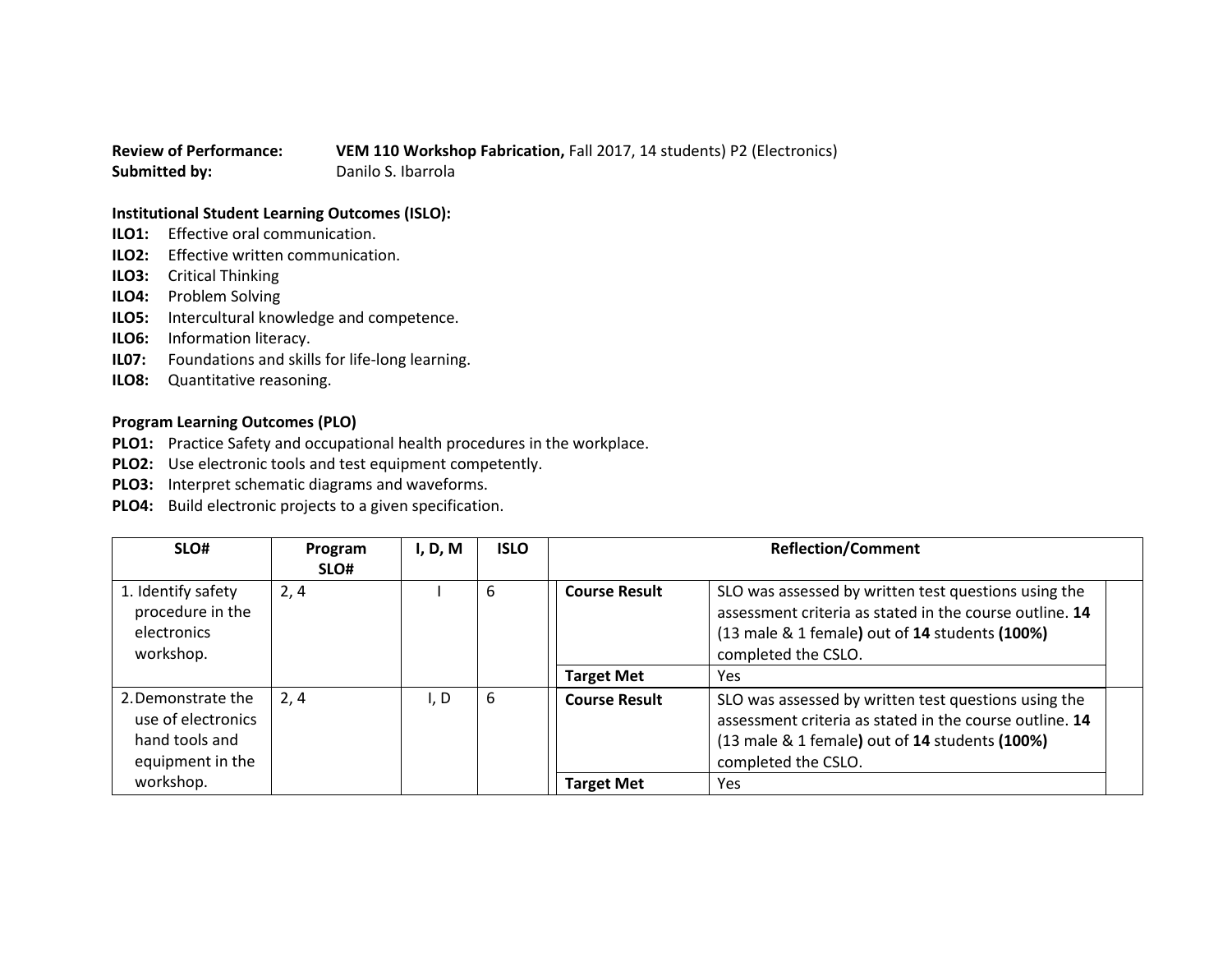**Review of Performance:** **VEM 110 Workshop Fabrication,** Fall 2017, 14 students) P2 (Electronics)
**Submitted by:** Danilo S. Ibarrola

**Institutional Student Learning Outcomes (ISLO):**

**ILO1:** Effective oral communication.
**ILO2:** Effective written communication.
**ILO3:** Critical Thinking
**ILO4:** Problem Solving
**ILO5:** Intercultural knowledge and competence.
**ILO6:** Information literacy.
**IL07:** Foundations and skills for life-long learning.
**ILO8:** Quantitative reasoning.

**Program Learning Outcomes (PLO)**

**PLO1:** Practice Safety and occupational health procedures in the workplace.
**PLO2:** Use electronic tools and test equipment competently.
**PLO3:** Interpret schematic diagrams and waveforms.
**PLO4:** Build electronic projects to a given specification.

| SLO# | Program SLO# | I, D, M | ISLO | Reflection/Comment | |
|---|---|---|---|---|---|
| 1. Identify safety procedure in the electronics workshop. | 2, 4 | I | 6 | **Course Result** | SLO was assessed by written test questions using the assessment criteria as stated in the course outline. **14** (13 male & 1 female**)** out of **14** students **(100%)** completed the CSLO. |
| | | | | **Target Met** | Yes |
| 2. Demonstrate the use of electronics hand tools and equipment in the workshop. | 2, 4 | I, D | 6 | **Course Result** | SLO was assessed by written test questions using the assessment criteria as stated in the course outline. **14** (13 male & 1 female**)** out of **14** students **(100%)** completed the CSLO. |
| | | | | **Target Met** | Yes |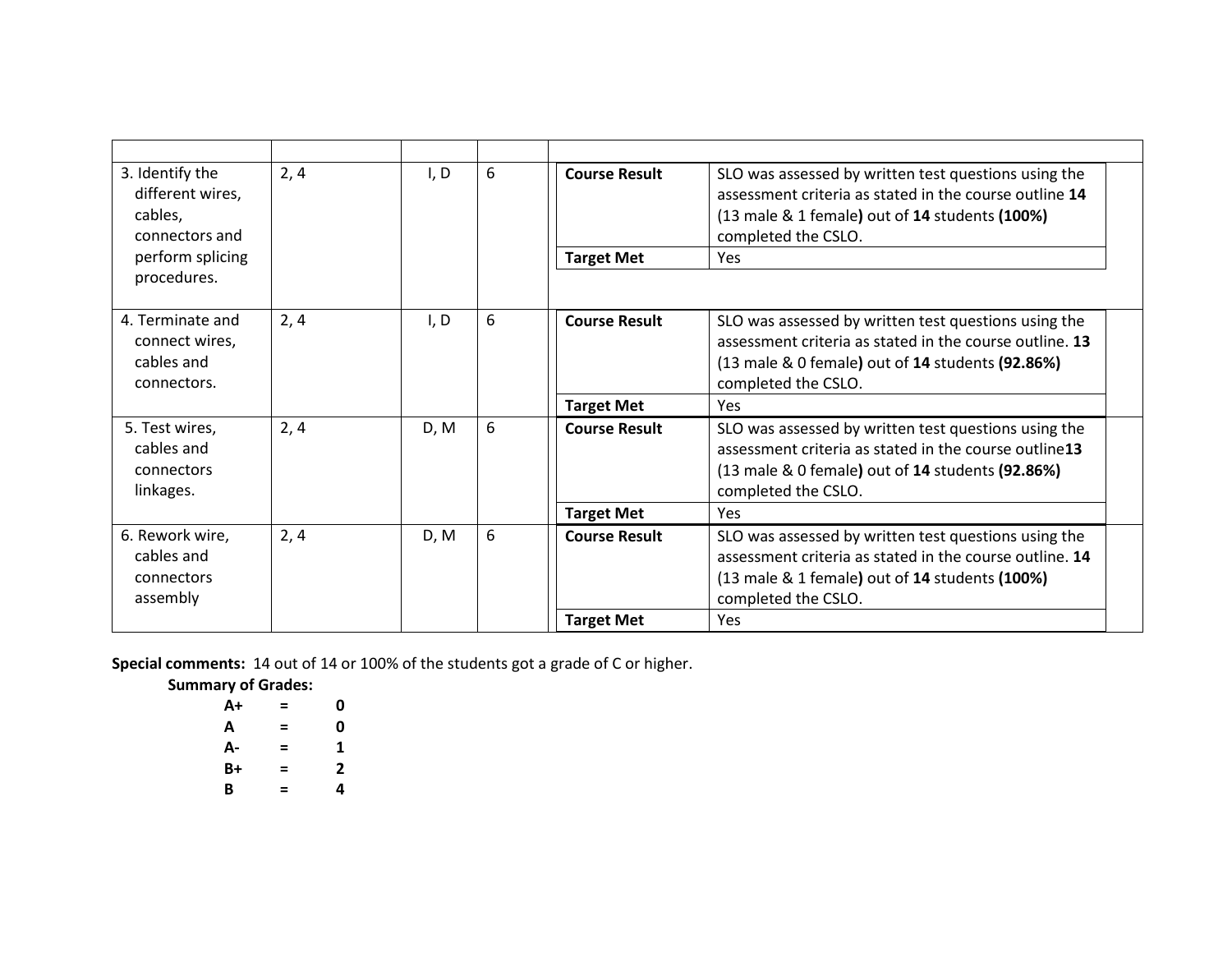| | | | | | | |
|---|---|---|---|---|---|---|
| 3. Identify the different wires, cables, connectors and perform splicing procedures. | 2, 4 | I, D | 6 | **Course Result** | SLO was assessed by written test questions using the assessment criteria as stated in the course outline **14** (13 male & 1 female**)** out of **14** students **(100%)** completed the CSLO. | |
| | | | | **Target Met** | Yes | |
| 4. Terminate and connect wires, cables and connectors. | 2, 4 | I, D | 6 | **Course Result** | SLO was assessed by written test questions using the assessment criteria as stated in the course outline. **13** (13 male & 0 female**)** out of **14** students **(92.86%)** completed the CSLO. | |
| | | | | **Target Met** | Yes | |
| 5. Test wires, cables and connectors linkages. | 2, 4 | D, M | 6 | **Course Result** | SLO was assessed by written test questions using the assessment criteria as stated in the course outline**13** (13 male & 0 female**)** out of **14** students **(92.86%)** completed the CSLO. | |
| | | | | **Target Met** | Yes | |
| 6. Rework wire, cables and connectors assembly | 2, 4 | D, M | 6 | **Course Result** | SLO was assessed by written test questions using the assessment criteria as stated in the course outline. **14** (13 male & 1 female**)** out of **14** students **(100%)** completed the CSLO. | |
| | | | | **Target Met** | Yes | |

**Special comments:** 14 out of 14 or 100% of the students got a grade of C or higher.

**Summary of Grades:**

| | | |
|---|---|---|
| **A+** | **=** | **0** |
| **A** | **=** | **0** |
| **A-** | **=** | **1** |
| **B+** | **=** | **2** |
| **B** | **=** | **4** |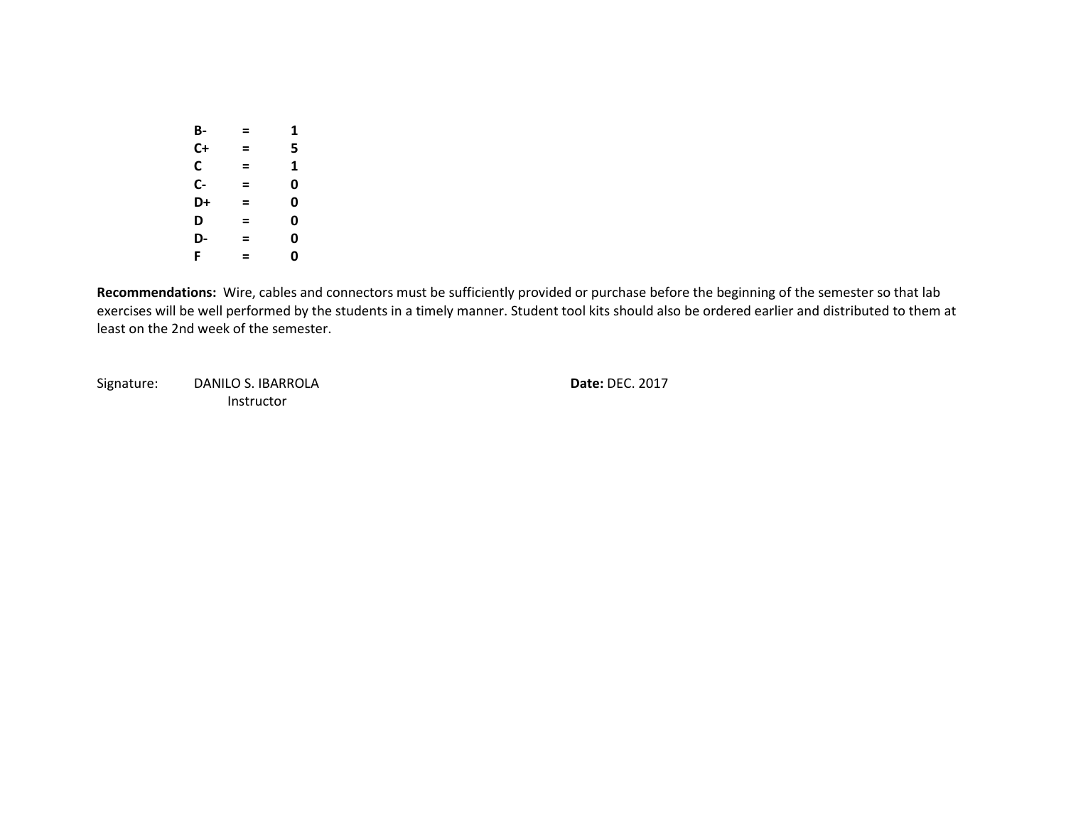| | | |
|---|---|---|
| **B-** | **=** | **1** |
| **C+** | **=** | **5** |
| **C** | **=** | **1** |
| **C-** | **=** | **0** |
| **D+** | **=** | **0** |
| **D** | **=** | **0** |
| **D-** | **=** | **0** |
| **F** | **=** | **0** |

**Recommendations:** Wire, cables and connectors must be sufficiently provided or purchase before the beginning of the semester so that lab exercises will be well performed by the students in a timely manner. Student tool kits should also be ordered earlier and distributed to them at least on the 2nd week of the semester.

Signature: DANILO S. IBARROLA
Instructor

**Date:** DEC. 2017